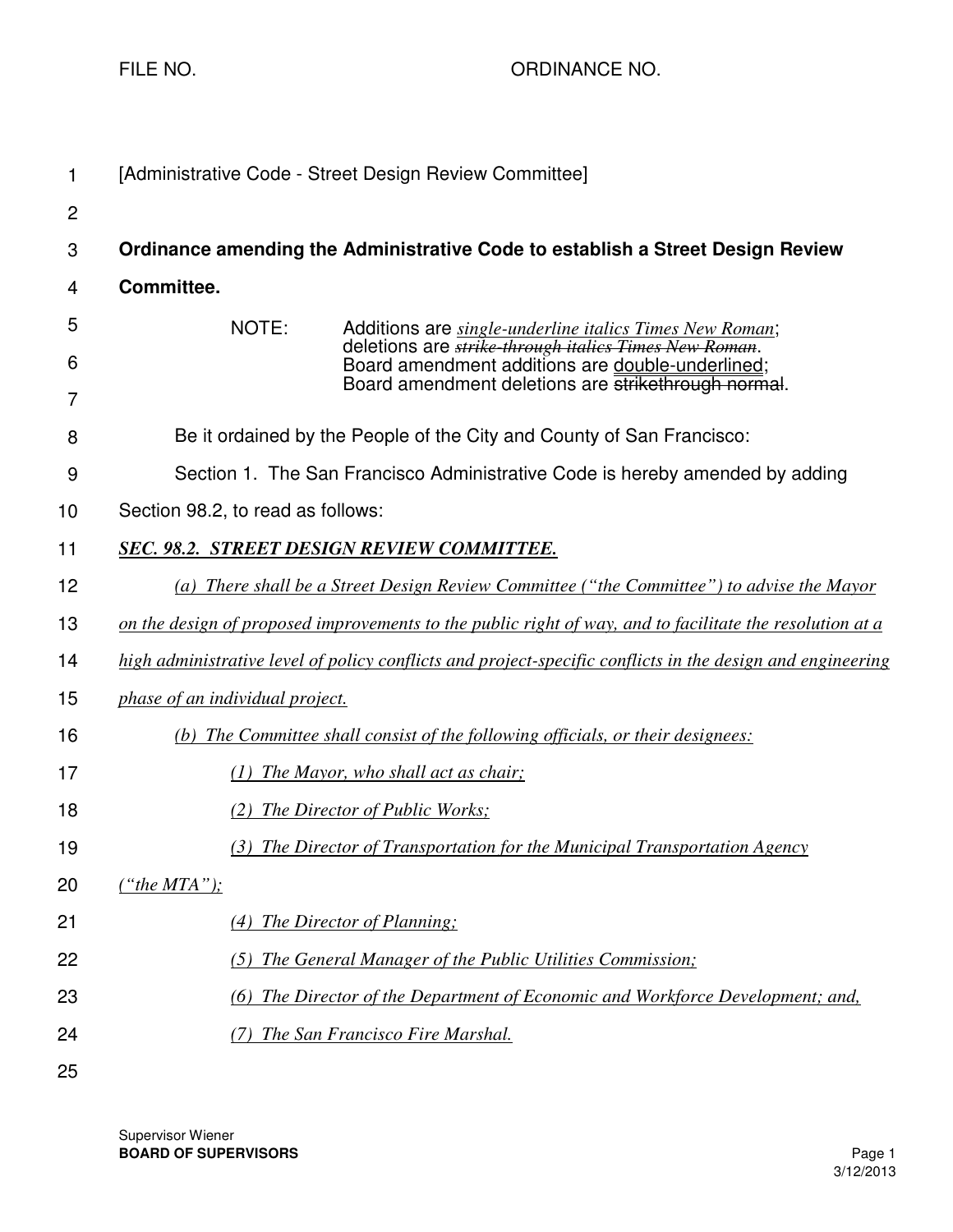FILE NO. ORDINANCE NO.

[Administrative Code - Street Design Review Committee]

**Ordinance amending the Administrative Code to establish a Street Design Review Committee.**

NOTE: Additions are *single-underline italics Times New Roman*; deletions are ~~*strike-through italics Times New Roman*~~. Board amendment additions are double-underlined; Board amendment deletions are ~~strikethrough normal~~.

Be it ordained by the People of the City and County of San Francisco:

Section 1. The San Francisco Administrative Code is hereby amended by adding Section 98.2, to read as follows:

***SEC. 98.2. STREET DESIGN REVIEW COMMITTEE.***

*(a) There shall be a Street Design Review Committee ("the Committee") to advise the Mayor on the design of proposed improvements to the public right of way, and to facilitate the resolution at a high administrative level of policy conflicts and project-specific conflicts in the design and engineering phase of an individual project.*

*(b) The Committee shall consist of the following officials, or their designees:*

*(1) The Mayor, who shall act as chair;*

*(2) The Director of Public Works;*

*(3) The Director of Transportation for the Municipal Transportation Agency ("the MTA");*

*(4) The Director of Planning;*

*(5) The General Manager of the Public Utilities Commission;*

*(6) The Director of the Department of Economic and Workforce Development; and,*

*(7) The San Francisco Fire Marshal.*

Supervisor Wiener
**BOARD OF SUPERVISORS**
3/12/2013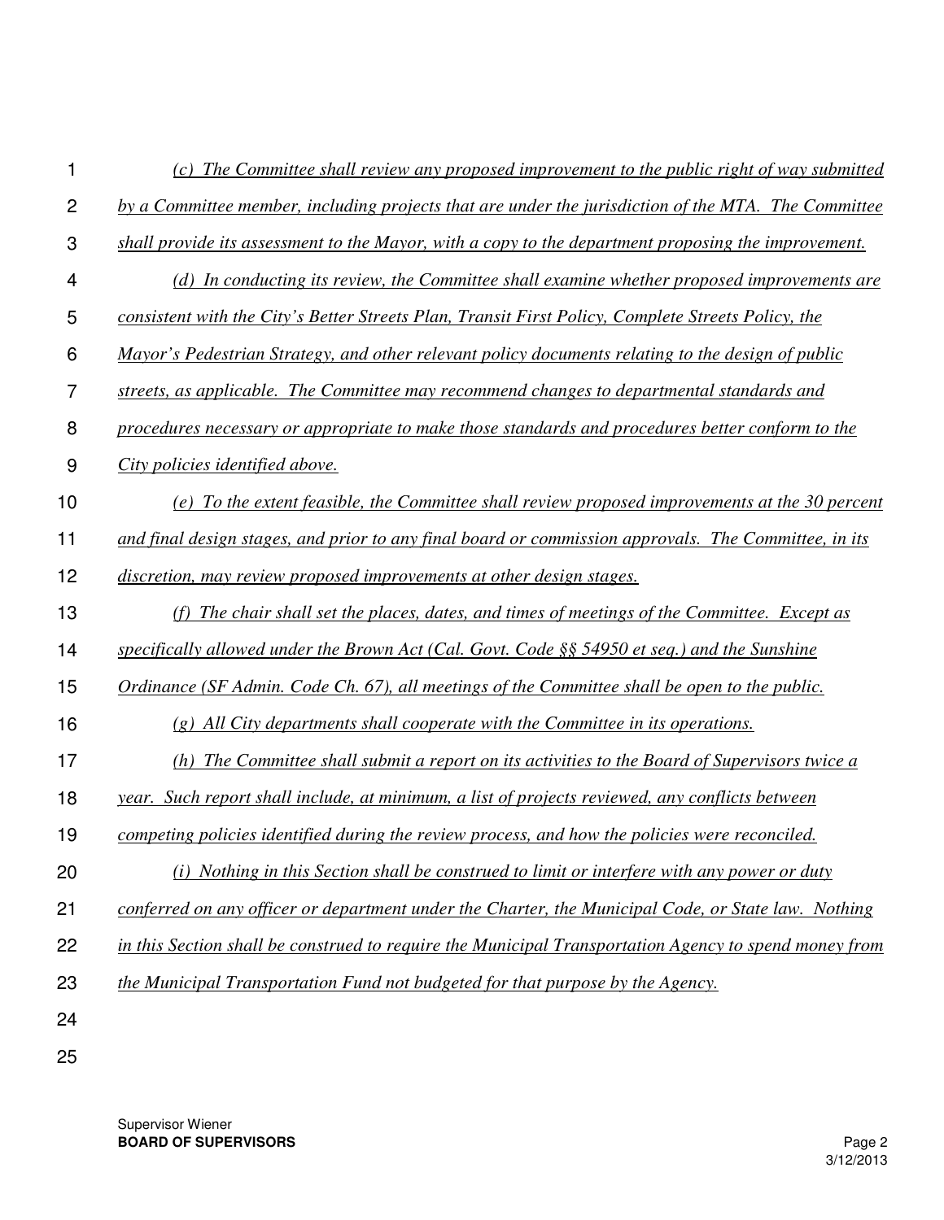*(c) The Committee shall review any proposed improvement to the public right of way submitted by a Committee member, including projects that are under the jurisdiction of the MTA. The Committee shall provide its assessment to the Mayor, with a copy to the department proposing the improvement.*

*(d) In conducting its review, the Committee shall examine whether proposed improvements are consistent with the City's Better Streets Plan, Transit First Policy, Complete Streets Policy, the Mayor's Pedestrian Strategy, and other relevant policy documents relating to the design of public streets, as applicable. The Committee may recommend changes to departmental standards and procedures necessary or appropriate to make those standards and procedures better conform to the City policies identified above.*

*(e) To the extent feasible, the Committee shall review proposed improvements at the 30 percent and final design stages, and prior to any final board or commission approvals. The Committee, in its discretion, may review proposed improvements at other design stages.*

*(f) The chair shall set the places, dates, and times of meetings of the Committee. Except as specifically allowed under the Brown Act (Cal. Govt. Code §§ 54950 et seq.) and the Sunshine Ordinance (SF Admin. Code Ch. 67), all meetings of the Committee shall be open to the public.*

*(g) All City departments shall cooperate with the Committee in its operations.*

*(h) The Committee shall submit a report on its activities to the Board of Supervisors twice a year. Such report shall include, at minimum, a list of projects reviewed, any conflicts between competing policies identified during the review process, and how the policies were reconciled.*

*(i) Nothing in this Section shall be construed to limit or interfere with any power or duty conferred on any officer or department under the Charter, the Municipal Code, or State law. Nothing in this Section shall be construed to require the Municipal Transportation Agency to spend money from the Municipal Transportation Fund not budgeted for that purpose by the Agency.*

Supervisor Wiener
**BOARD OF SUPERVISORS**

3/12/2013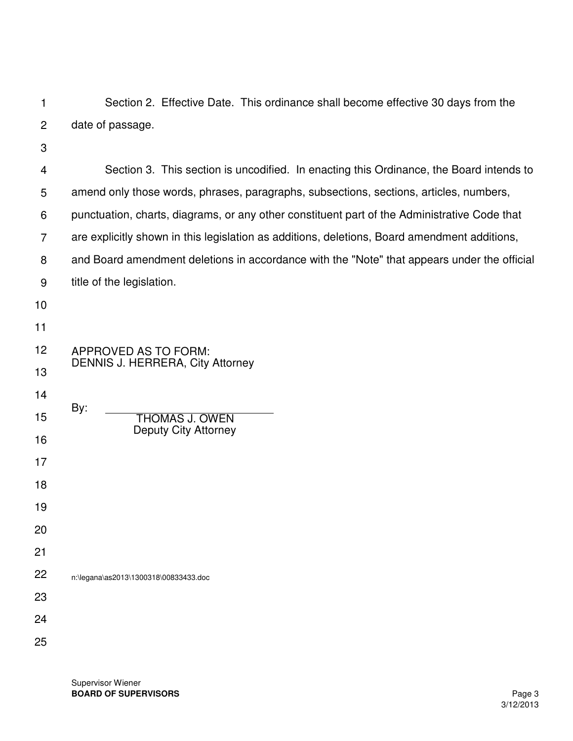Section 2. Effective Date. This ordinance shall become effective 30 days from the date of passage.

Section 3. This section is uncodified. In enacting this Ordinance, the Board intends to amend only those words, phrases, paragraphs, subsections, sections, articles, numbers, punctuation, charts, diagrams, or any other constituent part of the Administrative Code that are explicitly shown in this legislation as additions, deletions, Board amendment additions, and Board amendment deletions in accordance with the "Note" that appears under the official title of the legislation.

APPROVED AS TO FORM:
DENNIS J. HERRERA, City Attorney

By: ______________________
THOMAS J. OWEN
Deputy City Attorney

n:\legana\as2013\1300318\00833433.doc

Supervisor Wiener
**BOARD OF SUPERVISORS**

3/12/2013